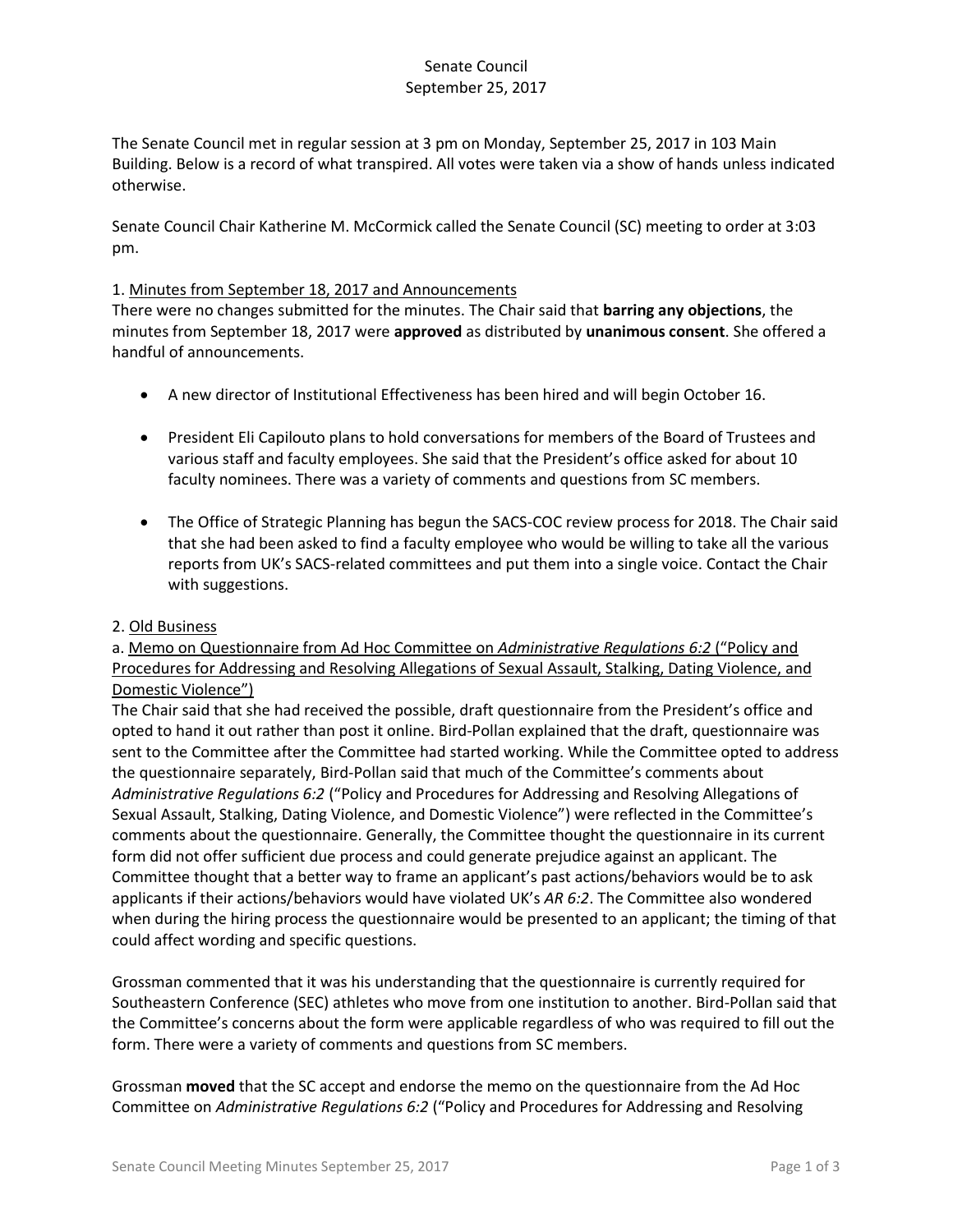# Senate Council
## September 25, 2017

The Senate Council met in regular session at 3 pm on Monday, September 25, 2017 in 103 Main Building. Below is a record of what transpired. All votes were taken via a show of hands unless indicated otherwise.

Senate Council Chair Katherine M. McCormick called the Senate Council (SC) meeting to order at 3:03 pm.

1. Minutes from September 18, 2017 and Announcements

There were no changes submitted for the minutes. The Chair said that **barring any objections**, the minutes from September 18, 2017 were **approved** as distributed by **unanimous consent**. She offered a handful of announcements.

- A new director of Institutional Effectiveness has been hired and will begin October 16.
- President Eli Capilouto plans to hold conversations for members of the Board of Trustees and various staff and faculty employees. She said that the President's office asked for about 10 faculty nominees. There was a variety of comments and questions from SC members.
- The Office of Strategic Planning has begun the SACS-COC review process for 2018. The Chair said that she had been asked to find a faculty employee who would be willing to take all the various reports from UK's SACS-related committees and put them into a single voice. Contact the Chair with suggestions.

2. Old Business

a. Memo on Questionnaire from Ad Hoc Committee on *Administrative Regulations 6:2* ("Policy and Procedures for Addressing and Resolving Allegations of Sexual Assault, Stalking, Dating Violence, and Domestic Violence")

The Chair said that she had received the possible, draft questionnaire from the President's office and opted to hand it out rather than post it online. Bird-Pollan explained that the draft, questionnaire was sent to the Committee after the Committee had started working. While the Committee opted to address the questionnaire separately, Bird-Pollan said that much of the Committee's comments about *Administrative Regulations 6:2* ("Policy and Procedures for Addressing and Resolving Allegations of Sexual Assault, Stalking, Dating Violence, and Domestic Violence") were reflected in the Committee's comments about the questionnaire. Generally, the Committee thought the questionnaire in its current form did not offer sufficient due process and could generate prejudice against an applicant. The Committee thought that a better way to frame an applicant's past actions/behaviors would be to ask applicants if their actions/behaviors would have violated UK's *AR 6:2*. The Committee also wondered when during the hiring process the questionnaire would be presented to an applicant; the timing of that could affect wording and specific questions.

Grossman commented that it was his understanding that the questionnaire is currently required for Southeastern Conference (SEC) athletes who move from one institution to another. Bird-Pollan said that the Committee's concerns about the form were applicable regardless of who was required to fill out the form. There were a variety of comments and questions from SC members.

Grossman **moved** that the SC accept and endorse the memo on the questionnaire from the Ad Hoc Committee on *Administrative Regulations 6:2* ("Policy and Procedures for Addressing and Resolving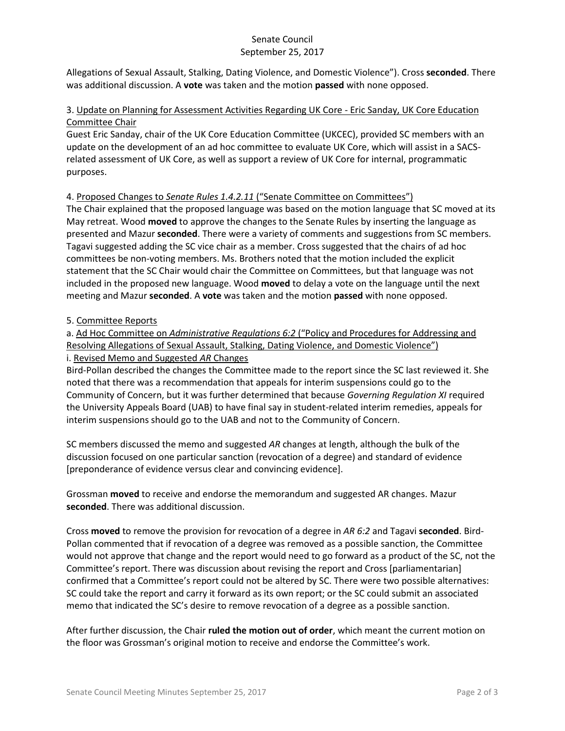Allegations of Sexual Assault, Stalking, Dating Violence, and Domestic Violence"). Cross **seconded**. There was additional discussion. A **vote** was taken and the motion **passed** with none opposed.

3. Update on Planning for Assessment Activities Regarding UK Core - Eric Sanday, UK Core Education Committee Chair

Guest Eric Sanday, chair of the UK Core Education Committee (UKCEC), provided SC members with an update on the development of an ad hoc committee to evaluate UK Core, which will assist in a SACS-related assessment of UK Core, as well as support a review of UK Core for internal, programmatic purposes.

4. Proposed Changes to *Senate Rules 1.4.2.11* ("Senate Committee on Committees")

The Chair explained that the proposed language was based on the motion language that SC moved at its May retreat. Wood **moved** to approve the changes to the Senate Rules by inserting the language as presented and Mazur **seconded**. There were a variety of comments and suggestions from SC members. Tagavi suggested adding the SC vice chair as a member. Cross suggested that the chairs of ad hoc committees be non-voting members. Ms. Brothers noted that the motion included the explicit statement that the SC Chair would chair the Committee on Committees, but that language was not included in the proposed new language. Wood **moved** to delay a vote on the language until the next meeting and Mazur **seconded**. A **vote** was taken and the motion **passed** with none opposed.

5. Committee Reports

a. Ad Hoc Committee on *Administrative Regulations 6:2* ("Policy and Procedures for Addressing and Resolving Allegations of Sexual Assault, Stalking, Dating Violence, and Domestic Violence")

i. Revised Memo and Suggested *AR* Changes

Bird-Pollan described the changes the Committee made to the report since the SC last reviewed it. She noted that there was a recommendation that appeals for interim suspensions could go to the Community of Concern, but it was further determined that because *Governing Regulation XI* required the University Appeals Board (UAB) to have final say in student-related interim remedies, appeals for interim suspensions should go to the UAB and not to the Community of Concern.

SC members discussed the memo and suggested *AR* changes at length, although the bulk of the discussion focused on one particular sanction (revocation of a degree) and standard of evidence [preponderance of evidence versus clear and convincing evidence].

Grossman **moved** to receive and endorse the memorandum and suggested AR changes. Mazur **seconded**. There was additional discussion.

Cross **moved** to remove the provision for revocation of a degree in *AR 6:2* and Tagavi **seconded**. Bird-Pollan commented that if revocation of a degree was removed as a possible sanction, the Committee would not approve that change and the report would need to go forward as a product of the SC, not the Committee's report. There was discussion about revising the report and Cross [parliamentarian] confirmed that a Committee's report could not be altered by SC. There were two possible alternatives: SC could take the report and carry it forward as its own report; or the SC could submit an associated memo that indicated the SC's desire to remove revocation of a degree as a possible sanction.

After further discussion, the Chair **ruled the motion out of order**, which meant the current motion on the floor was Grossman's original motion to receive and endorse the Committee's work.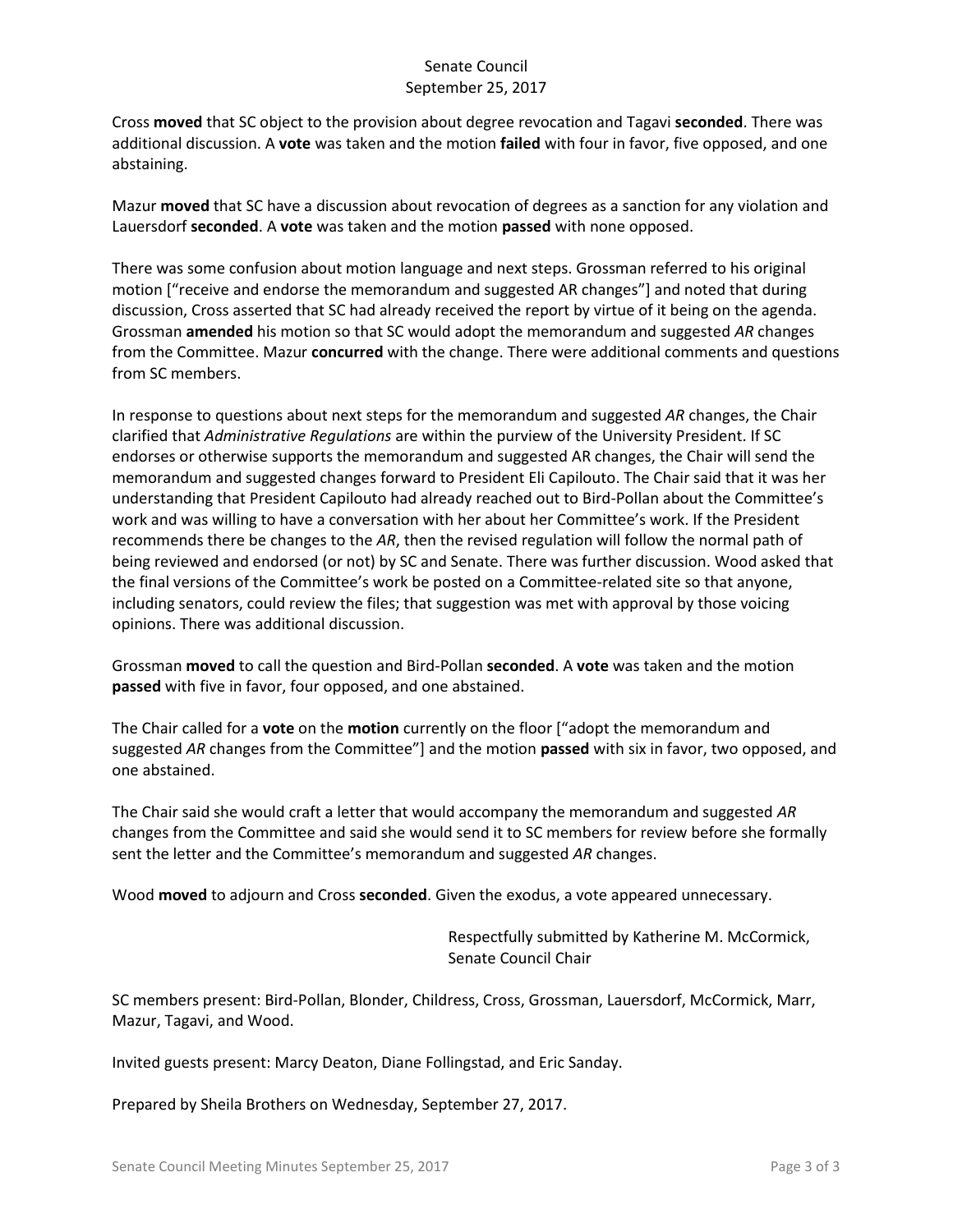Cross **moved** that SC object to the provision about degree revocation and Tagavi **seconded**. There was additional discussion. A **vote** was taken and the motion **failed** with four in favor, five opposed, and one abstaining.

Mazur **moved** that SC have a discussion about revocation of degrees as a sanction for any violation and Lauersdorf **seconded**. A **vote** was taken and the motion **passed** with none opposed.

There was some confusion about motion language and next steps. Grossman referred to his original motion ["receive and endorse the memorandum and suggested AR changes"] and noted that during discussion, Cross asserted that SC had already received the report by virtue of it being on the agenda. Grossman **amended** his motion so that SC would adopt the memorandum and suggested *AR* changes from the Committee. Mazur **concurred** with the change. There were additional comments and questions from SC members.

In response to questions about next steps for the memorandum and suggested *AR* changes, the Chair clarified that *Administrative Regulations* are within the purview of the University President. If SC endorses or otherwise supports the memorandum and suggested AR changes, the Chair will send the memorandum and suggested changes forward to President Eli Capilouto. The Chair said that it was her understanding that President Capilouto had already reached out to Bird-Pollan about the Committee's work and was willing to have a conversation with her about her Committee's work. If the President recommends there be changes to the *AR*, then the revised regulation will follow the normal path of being reviewed and endorsed (or not) by SC and Senate. There was further discussion. Wood asked that the final versions of the Committee's work be posted on a Committee-related site so that anyone, including senators, could review the files; that suggestion was met with approval by those voicing opinions. There was additional discussion.

Grossman **moved** to call the question and Bird-Pollan **seconded**. A **vote** was taken and the motion **passed** with five in favor, four opposed, and one abstained.

The Chair called for a **vote** on the **motion** currently on the floor ["adopt the memorandum and suggested *AR* changes from the Committee"] and the motion **passed** with six in favor, two opposed, and one abstained.

The Chair said she would craft a letter that would accompany the memorandum and suggested *AR* changes from the Committee and said she would send it to SC members for review before she formally sent the letter and the Committee's memorandum and suggested *AR* changes.

Wood **moved** to adjourn and Cross **seconded**. Given the exodus, a vote appeared unnecessary.

Respectfully submitted by Katherine M. McCormick,
Senate Council Chair

SC members present: Bird-Pollan, Blonder, Childress, Cross, Grossman, Lauersdorf, McCormick, Marr, Mazur, Tagavi, and Wood.

Invited guests present: Marcy Deaton, Diane Follingstad, and Eric Sanday.

Prepared by Sheila Brothers on Wednesday, September 27, 2017.